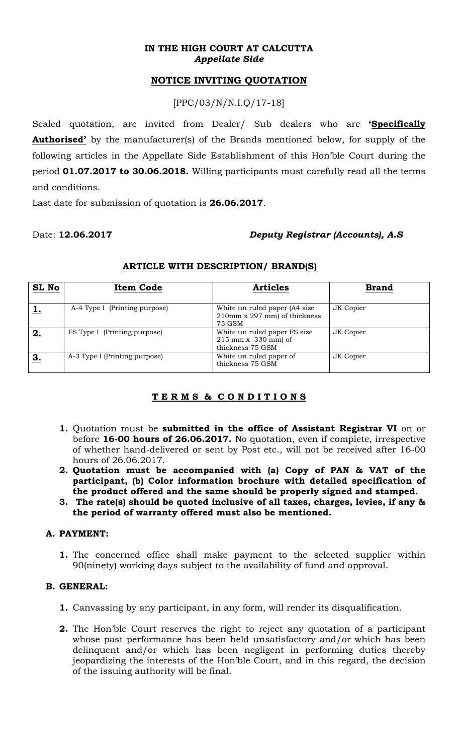**IN THE HIGH COURT AT CALCUTTA**
***Appellate Side***

## NOTICE INVITING QUOTATION

[PPC/03/N/N.I.Q/17-18]

Sealed quotation, are invited from Dealer/ Sub dealers who are **'Specifically Authorised'** by the manufacturer(s) of the Brands mentioned below, for supply of the following articles in the Appellate Side Establishment of this Hon'ble Court during the period **01.07.2017 to 30.06.2018.** Willing participants must carefully read all the terms and conditions.

Last date for submission of quotation is **26.06.2017**.

Date: **12.06.2017** ***Deputy Registrar (Accounts), A.S***

### ARTICLE WITH DESCRIPTION/ BRAND(S)

| SL No | Item Code | Articles | Brand |
|---|---|---|---|
| 1. | A-4 Type I (Printing purpose) | White un ruled paper (A4 size 210mm x 297 mm) of thickness 75 GSM | JK Copier |
| 2. | FS Type I (Printing purpose) | White un ruled paper FS size 215 mm x 330 mm) of thickness 75 GSM | JK Copier |
| 3. | A-3 Type I (Printing purpose) | White un ruled paper of thickness 75 GSM | JK Copier |

### T E R M S & C O N D I T I O N S

1. Quotation must be **submitted in the office of Assistant Registrar VI** on or before **16-00 hours of 26.06.2017.** No quotation, even if complete, irrespective of whether hand-delivered or sent by Post etc., will not be received after 16-00 hours of 26.06.2017.
2. **Quotation must be accompanied with (a) Copy of PAN & VAT of the participant, (b) Color information brochure with detailed specification of the product offered and the same should be properly signed and stamped.**
3. **The rate(s) should be quoted inclusive of all taxes, charges, levies, if any & the period of warranty offered must also be mentioned.**

**A. PAYMENT:**

1. The concerned office shall make payment to the selected supplier within 90(ninety) working days subject to the availability of fund and approval.

**B. GENERAL:**

1. Canvassing by any participant, in any form, will render its disqualification.
2. The Hon'ble Court reserves the right to reject any quotation of a participant whose past performance has been held unsatisfactory and/or which has been delinquent and/or which has been negligent in performing duties thereby jeopardizing the interests of the Hon'ble Court, and in this regard, the decision of the issuing authority will be final.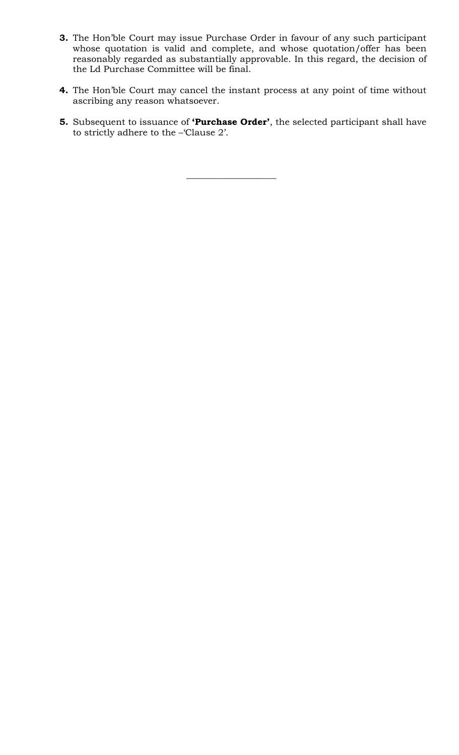3. The Hon'ble Court may issue Purchase Order in favour of any such participant whose quotation is valid and complete, and whose quotation/offer has been reasonably regarded as substantially approvable. In this regard, the decision of the Ld Purchase Committee will be final.

4. The Hon'ble Court may cancel the instant process at any point of time without ascribing any reason whatsoever.

5. Subsequent to issuance of **'Purchase Order'**, the selected participant shall have to strictly adhere to the –'Clause 2'.

---